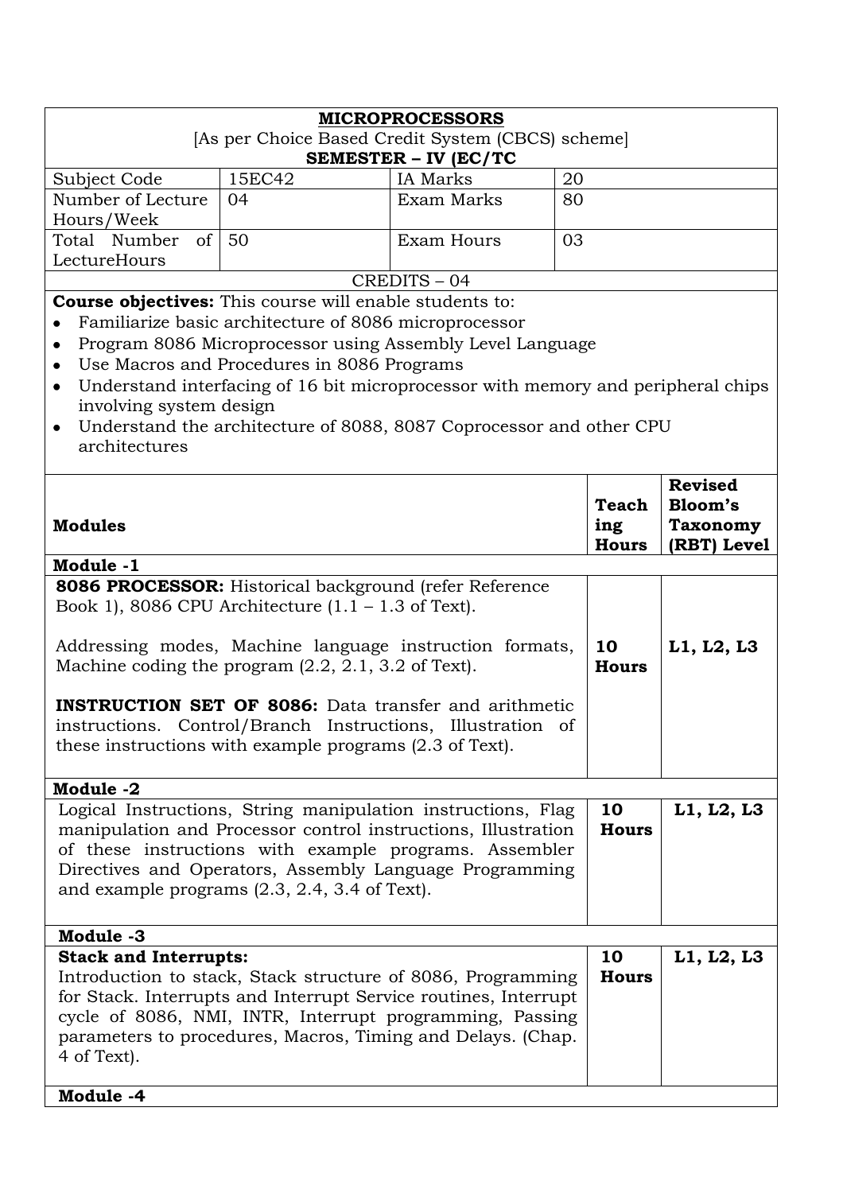# MICROPROCESSORS

[As per Choice Based Credit System (CBCS) scheme]

**SEMESTER – IV (EC/TC**

| Subject Code | 15EC42 | IA Marks | 20 |
|---|---|---|---|
| Number of Lecture Hours/Week | 04 | Exam Marks | 80 |
| Total Number of LectureHours | 50 | Exam Hours | 03 |

CREDITS – 04

**Course objectives:** This course will enable students to:

- Familiarize basic architecture of 8086 microprocessor
- Program 8086 Microprocessor using Assembly Level Language
- Use Macros and Procedures in 8086 Programs
- Understand interfacing of 16 bit microprocessor with memory and peripheral chips involving system design
- Understand the architecture of 8088, 8087 Coprocessor and other CPU architectures

| Modules | Teaching Hours | Revised Bloom's Taxonomy (RBT) Level |
|---|---|---|
| **Module -1** | | |
| **8086 PROCESSOR:** Historical background (refer Reference Book 1), 8086 CPU Architecture (1.1 – 1.3 of Text).<br><br>Addressing modes, Machine language instruction formats, Machine coding the program (2.2, 2.1, 3.2 of Text).<br><br>**INSTRUCTION SET OF 8086:** Data transfer and arithmetic instructions. Control/Branch Instructions, Illustration of these instructions with example programs (2.3 of Text). | **10 Hours** | **L1, L2, L3** |
| **Module -2** | | |
| Logical Instructions, String manipulation instructions, Flag manipulation and Processor control instructions, Illustration of these instructions with example programs. Assembler Directives and Operators, Assembly Language Programming and example programs (2.3, 2.4, 3.4 of Text). | **10 Hours** | **L1, L2, L3** |
| **Module -3** | | |
| **Stack and Interrupts:**<br>Introduction to stack, Stack structure of 8086, Programming for Stack. Interrupts and Interrupt Service routines, Interrupt cycle of 8086, NMI, INTR, Interrupt programming, Passing parameters to procedures, Macros, Timing and Delays. (Chap. 4 of Text). | **10 Hours** | **L1, L2, L3** |
| **Module -4** | | |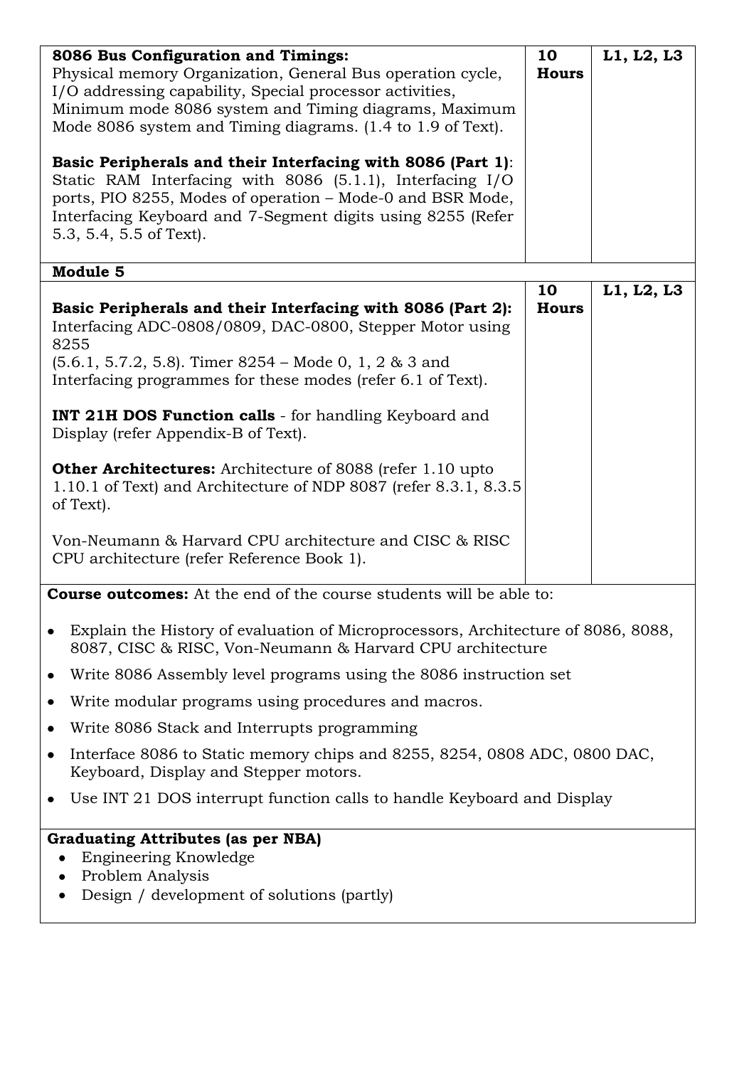| | | |
|---|---|---|
| **8086 Bus Configuration and Timings:**<br>Physical memory Organization, General Bus operation cycle, I/O addressing capability, Special processor activities, Minimum mode 8086 system and Timing diagrams, Maximum Mode 8086 system and Timing diagrams. (1.4 to 1.9 of Text).<br><br>**Basic Peripherals and their Interfacing with 8086 (Part 1)**: Static RAM Interfacing with 8086 (5.1.1), Interfacing I/O ports, PIO 8255, Modes of operation – Mode-0 and BSR Mode, Interfacing Keyboard and 7-Segment digits using 8255 (Refer 5.3, 5.4, 5.5 of Text). | **10 Hours** | **L1, L2, L3** |
| **Module 5** | | |
| **Basic Peripherals and their Interfacing with 8086 (Part 2):** Interfacing ADC-0808/0809, DAC-0800, Stepper Motor using 8255<br>(5.6.1, 5.7.2, 5.8). Timer 8254 – Mode 0, 1, 2 & 3 and Interfacing programmes for these modes (refer 6.1 of Text).<br><br>**INT 21H DOS Function calls** - for handling Keyboard and Display (refer Appendix-B of Text).<br><br>**Other Architectures:** Architecture of 8088 (refer 1.10 upto 1.10.1 of Text) and Architecture of NDP 8087 (refer 8.3.1, 8.3.5 of Text).<br><br>Von-Neumann & Harvard CPU architecture and CISC & RISC CPU architecture (refer Reference Book 1). | **10 Hours** | **L1, L2, L3** |

**Course outcomes:** At the end of the course students will be able to:

- Explain the History of evaluation of Microprocessors, Architecture of 8086, 8088, 8087, CISC & RISC, Von-Neumann & Harvard CPU architecture
- Write 8086 Assembly level programs using the 8086 instruction set
- Write modular programs using procedures and macros.
- Write 8086 Stack and Interrupts programming
- Interface 8086 to Static memory chips and 8255, 8254, 0808 ADC, 0800 DAC, Keyboard, Display and Stepper motors.
- Use INT 21 DOS interrupt function calls to handle Keyboard and Display

**Graduating Attributes (as per NBA)**

- Engineering Knowledge
- Problem Analysis
- Design / development of solutions (partly)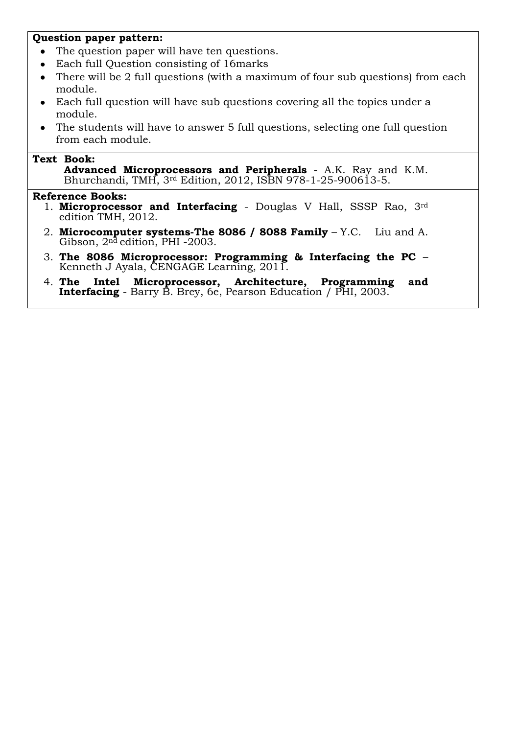**Question paper pattern:**

- The question paper will have ten questions.
- Each full Question consisting of 16marks
- There will be 2 full questions (with a maximum of four sub questions) from each module.
- Each full question will have sub questions covering all the topics under a module.
- The students will have to answer 5 full questions, selecting one full question from each module.

**Text Book:**

**Advanced Microprocessors and Peripherals** - A.K. Ray and K.M. Bhurchandi, TMH, 3rd Edition, 2012, ISBN 978-1-25-900613-5.

**Reference Books:**

1. **Microprocessor and Interfacing** - Douglas V Hall, SSSP Rao, 3rd edition TMH, 2012.
2. **Microcomputer systems-The 8086 / 8088 Family** – Y.C. Liu and A. Gibson, 2nd edition, PHI -2003.
3. **The 8086 Microprocessor: Programming & Interfacing the PC** – Kenneth J Ayala, CENGAGE Learning, 2011.
4. **The Intel Microprocessor, Architecture, Programming and Interfacing** - Barry B. Brey, 6e, Pearson Education / PHI, 2003.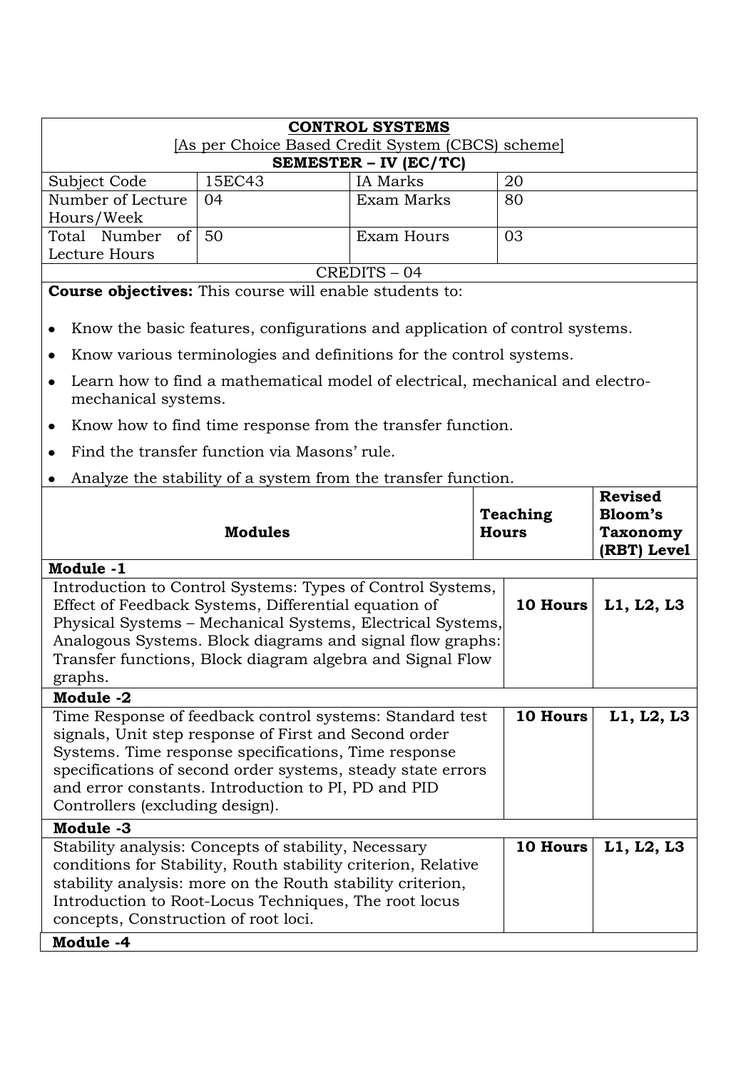## CONTROL SYSTEMS

[As per Choice Based Credit System (CBCS) scheme]

**SEMESTER – IV (EC/TC)**

| | | | |
|---|---|---|---|
| Subject Code | 15EC43 | IA Marks | 20 |
| Number of Lecture Hours/Week | 04 | Exam Marks | 80 |
| Total Number of Lecture Hours | 50 | Exam Hours | 03 |

CREDITS – 04

**Course objectives:** This course will enable students to:

- Know the basic features, configurations and application of control systems.
- Know various terminologies and definitions for the control systems.
- Learn how to find a mathematical model of electrical, mechanical and electro-mechanical systems.
- Know how to find time response from the transfer function.
- Find the transfer function via Masons' rule.
- Analyze the stability of a system from the transfer function.

| Modules | Teaching Hours | Revised Bloom's Taxonomy (RBT) Level |
|---|---|---|
| **Module -1** | | |
| Introduction to Control Systems: Types of Control Systems, Effect of Feedback Systems, Differential equation of Physical Systems – Mechanical Systems, Electrical Systems, Analogous Systems. Block diagrams and signal flow graphs: Transfer functions, Block diagram algebra and Signal Flow graphs. | **10 Hours** | **L1, L2, L3** |
| **Module -2** | | |
| Time Response of feedback control systems: Standard test signals, Unit step response of First and Second order Systems. Time response specifications, Time response specifications of second order systems, steady state errors and error constants. Introduction to PI, PD and PID Controllers (excluding design). | **10 Hours** | **L1, L2, L3** |
| **Module -3** | | |
| Stability analysis: Concepts of stability, Necessary conditions for Stability, Routh stability criterion, Relative stability analysis: more on the Routh stability criterion, Introduction to Root-Locus Techniques, The root locus concepts, Construction of root loci. | **10 Hours** | **L1, L2, L3** |
| **Module -4** | | |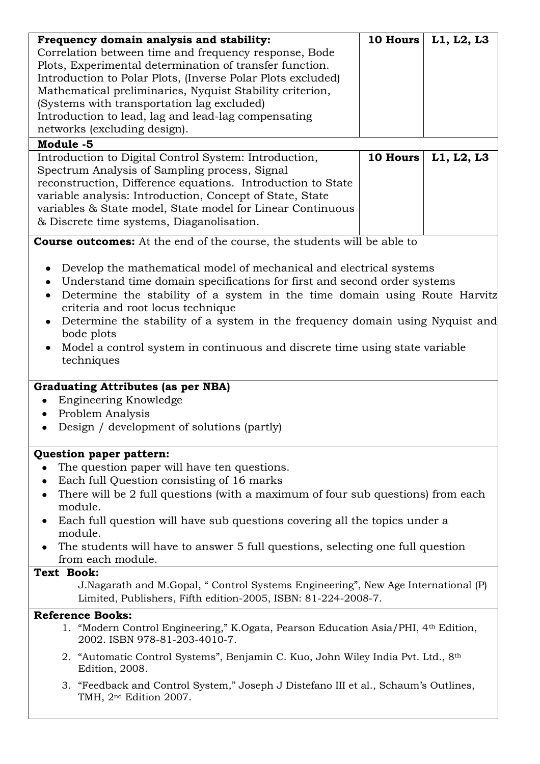| | | |
|---|---|---|
| **Frequency domain analysis and stability:**<br>Correlation between time and frequency response, Bode Plots, Experimental determination of transfer function.<br>Introduction to Polar Plots, (Inverse Polar Plots excluded)<br>Mathematical preliminaries, Nyquist Stability criterion, (Systems with transportation lag excluded)<br>Introduction to lead, lag and lead-lag compensating networks (excluding design). | **10 Hours** | **L1, L2, L3** |
| **Module -5** | | |
| Introduction to Digital Control System: Introduction, Spectrum Analysis of Sampling process, Signal reconstruction, Difference equations. Introduction to State variable analysis: Introduction, Concept of State, State variables & State model, State model for Linear Continuous & Discrete time systems, Diaganolisation. | **10 Hours** | **L1, L2, L3** |

**Course outcomes:** At the end of the course, the students will be able to

- Develop the mathematical model of mechanical and electrical systems
- Understand time domain specifications for first and second order systems
- Determine the stability of a system in the time domain using Route Harvitz criteria and root locus technique
- Determine the stability of a system in the frequency domain using Nyquist and bode plots
- Model a control system in continuous and discrete time using state variable techniques

**Graduating Attributes (as per NBA)**

- Engineering Knowledge
- Problem Analysis
- Design / development of solutions (partly)

**Question paper pattern:**

- The question paper will have ten questions.
- Each full Question consisting of 16 marks
- There will be 2 full questions (with a maximum of four sub questions) from each module.
- Each full question will have sub questions covering all the topics under a module.
- The students will have to answer 5 full questions, selecting one full question from each module.

**Text Book:**

J.Nagarath and M.Gopal, " Control Systems Engineering", New Age International (P) Limited, Publishers, Fifth edition-2005, ISBN: 81-224-2008-7.

**Reference Books:**

1. "Modern Control Engineering," K.Ogata, Pearson Education Asia/PHI, 4th Edition, 2002. ISBN 978-81-203-4010-7.
2. "Automatic Control Systems", Benjamin C. Kuo, John Wiley India Pvt. Ltd., 8th Edition, 2008.
3. "Feedback and Control System," Joseph J Distefano III et al., Schaum's Outlines, TMH, 2nd Edition 2007.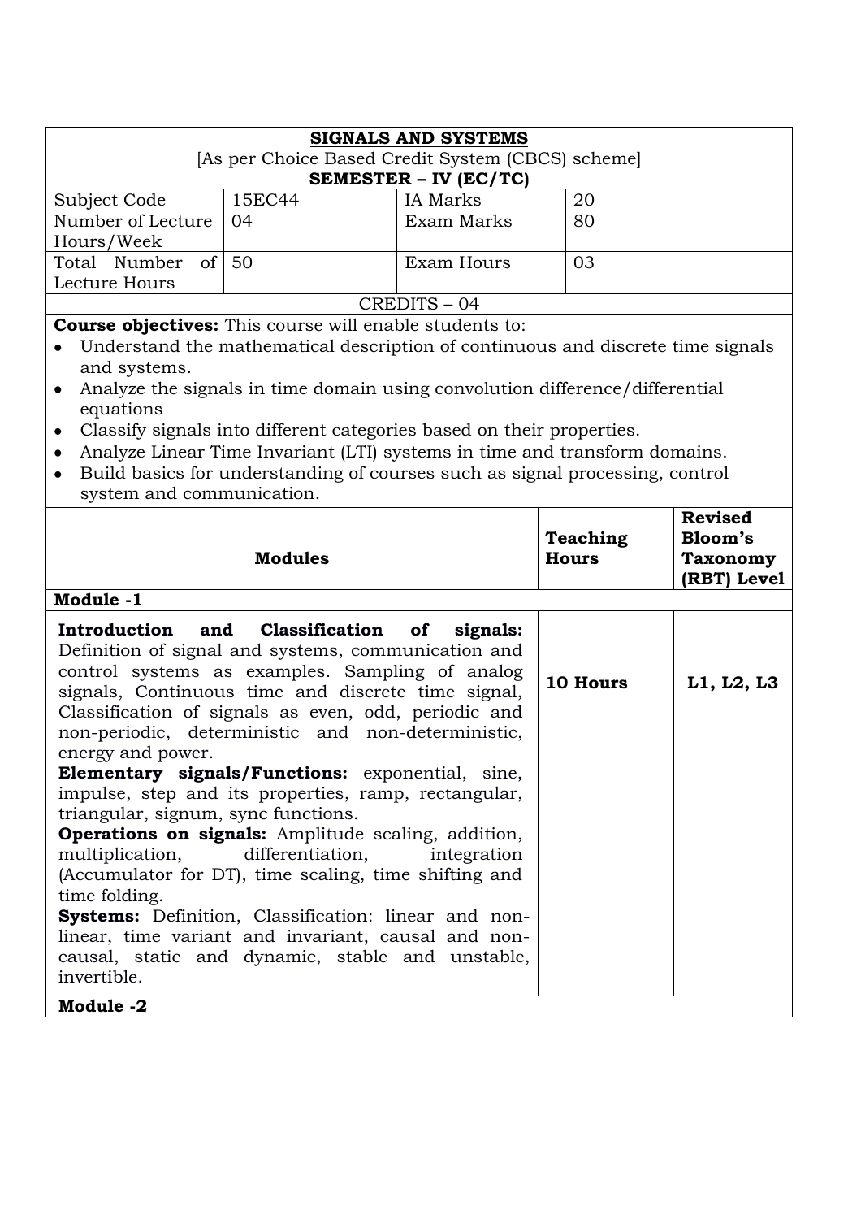**SIGNALS AND SYSTEMS**

[As per Choice Based Credit System (CBCS) scheme]

**SEMESTER – IV (EC/TC)**

| Subject Code | 15EC44 | IA Marks | 20 |
|---|---|---|---|
| Number of Lecture Hours/Week | 04 | Exam Marks | 80 |
| Total Number of Lecture Hours | 50 | Exam Hours | 03 |

CREDITS – 04

**Course objectives:** This course will enable students to:

- Understand the mathematical description of continuous and discrete time signals and systems.
- Analyze the signals in time domain using convolution difference/differential equations
- Classify signals into different categories based on their properties.
- Analyze Linear Time Invariant (LTI) systems in time and transform domains.
- Build basics for understanding of courses such as signal processing, control system and communication.

| Modules | Teaching Hours | Revised Bloom's Taxonomy (RBT) Level |
|---|---|---|
| **Module -1** | | |
| **Introduction and Classification of signals:** Definition of signal and systems, communication and control systems as examples. Sampling of analog signals, Continuous time and discrete time signal, Classification of signals as even, odd, periodic and non-periodic, deterministic and non-deterministic, energy and power. **Elementary signals/Functions:** exponential, sine, impulse, step and its properties, ramp, rectangular, triangular, signum, sync functions. **Operations on signals:** Amplitude scaling, addition, multiplication, differentiation, integration (Accumulator for DT), time scaling, time shifting and time folding. **Systems:** Definition, Classification: linear and non-linear, time variant and invariant, causal and non-causal, static and dynamic, stable and unstable, invertible. | **10 Hours** | **L1, L2, L3** |
| **Module -2** | | |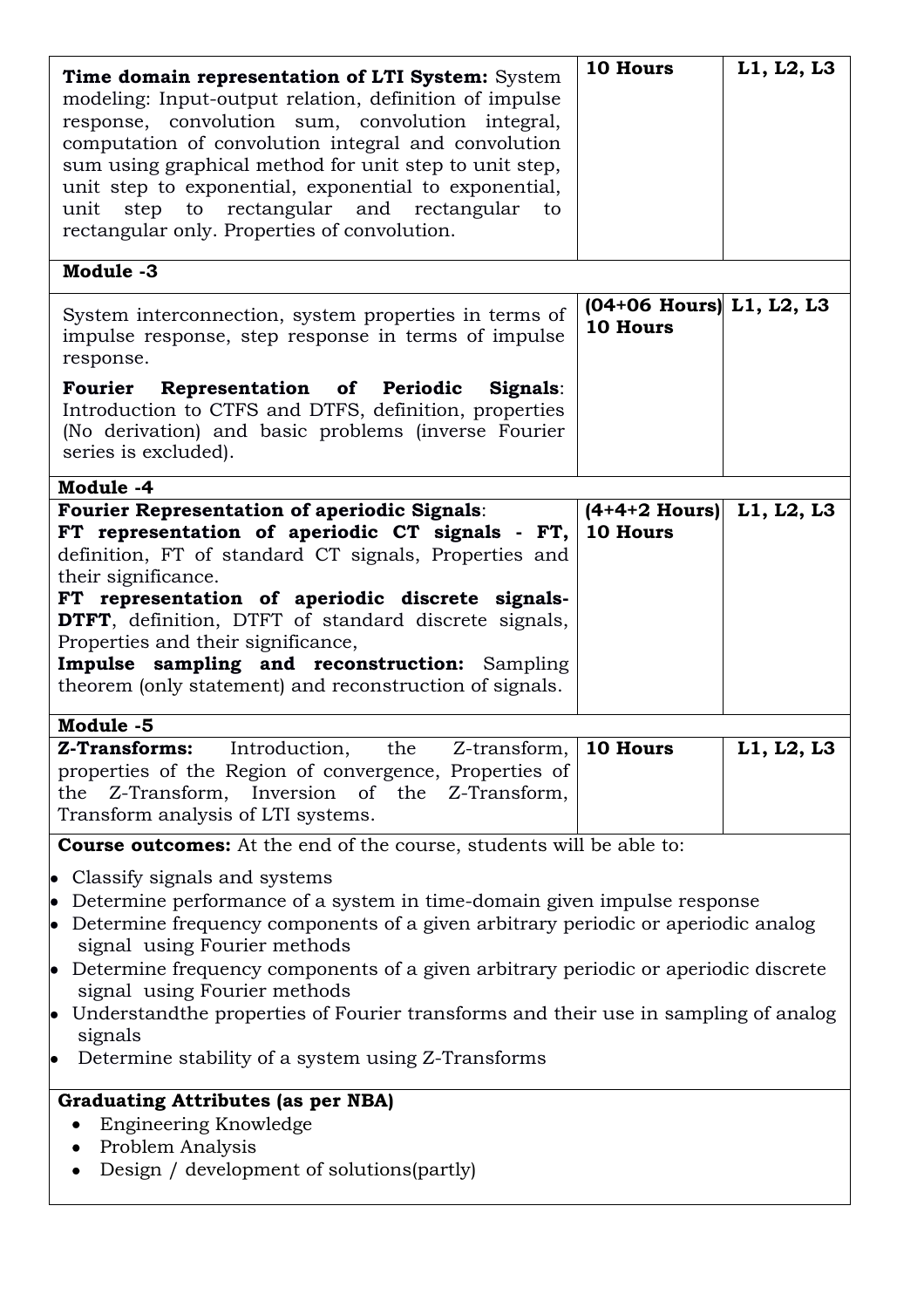| | | |
|---|---|---|
| **Time domain representation of LTI System:** System modeling: Input-output relation, definition of impulse response, convolution sum, convolution integral, computation of convolution integral and convolution sum using graphical method for unit step to unit step, unit step to exponential, exponential to exponential, unit step to rectangular and rectangular to rectangular only. Properties of convolution. | **10 Hours** | **L1, L2, L3** |
| **Module -3** | | |
| System interconnection, system properties in terms of impulse response, step response in terms of impulse response.<br><br>**Fourier Representation of Periodic Signals**: Introduction to CTFS and DTFS, definition, properties (No derivation) and basic problems (inverse Fourier series is excluded). | **(04+06 Hours) 10 Hours** | **L1, L2, L3** |
| **Module -4** | | |
| **Fourier Representation of aperiodic Signals**:<br>**FT representation of aperiodic CT signals - FT,** definition, FT of standard CT signals, Properties and their significance.<br>**FT representation of aperiodic discrete signals-DTFT**, definition, DTFT of standard discrete signals, Properties and their significance,<br>**Impulse sampling and reconstruction:** Sampling theorem (only statement) and reconstruction of signals. | **(4+4+2 Hours) 10 Hours** | **L1, L2, L3** |
| **Module -5** | | |
| **Z-Transforms:** Introduction, the Z-transform, properties of the Region of convergence, Properties of the Z-Transform, Inversion of the Z-Transform, Transform analysis of LTI systems. | **10 Hours** | **L1, L2, L3** |

**Course outcomes:** At the end of the course, students will be able to:

- Classify signals and systems
- Determine performance of a system in time-domain given impulse response
- Determine frequency components of a given arbitrary periodic or aperiodic analog signal using Fourier methods
- Determine frequency components of a given arbitrary periodic or aperiodic discrete signal using Fourier methods
- Understandthe properties of Fourier transforms and their use in sampling of analog signals
- Determine stability of a system using Z-Transforms

**Graduating Attributes (as per NBA)**

- Engineering Knowledge
- Problem Analysis
- Design / development of solutions(partly)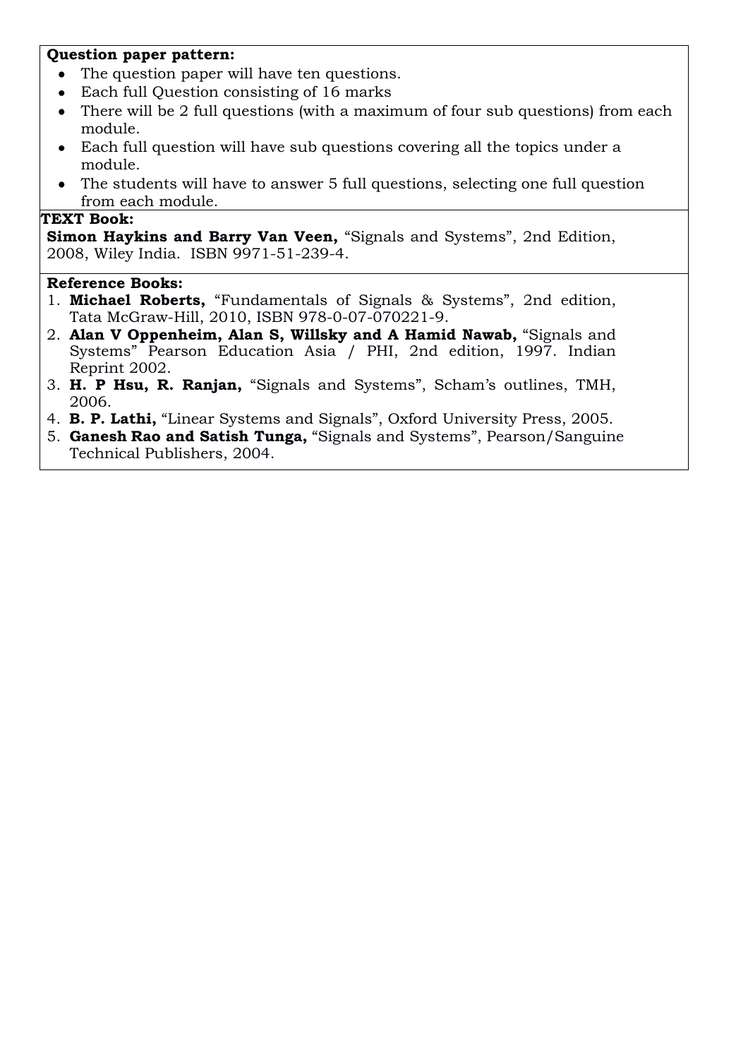**Question paper pattern:**

- The question paper will have ten questions.
- Each full Question consisting of 16 marks
- There will be 2 full questions (with a maximum of four sub questions) from each module.
- Each full question will have sub questions covering all the topics under a module.
- The students will have to answer 5 full questions, selecting one full question from each module.

**TEXT Book:**

**Simon Haykins and Barry Van Veen,** "Signals and Systems", 2nd Edition, 2008, Wiley India. ISBN 9971-51-239-4.

**Reference Books:**

1. **Michael Roberts,** "Fundamentals of Signals & Systems", 2nd edition, Tata McGraw-Hill, 2010, ISBN 978-0-07-070221-9.
2. **Alan V Oppenheim, Alan S, Willsky and A Hamid Nawab,** "Signals and Systems" Pearson Education Asia / PHI, 2nd edition, 1997. Indian Reprint 2002.
3. **H. P Hsu, R. Ranjan,** "Signals and Systems", Scham's outlines, TMH, 2006.
4. **B. P. Lathi,** "Linear Systems and Signals", Oxford University Press, 2005.
5. **Ganesh Rao and Satish Tunga,** "Signals and Systems", Pearson/Sanguine Technical Publishers, 2004.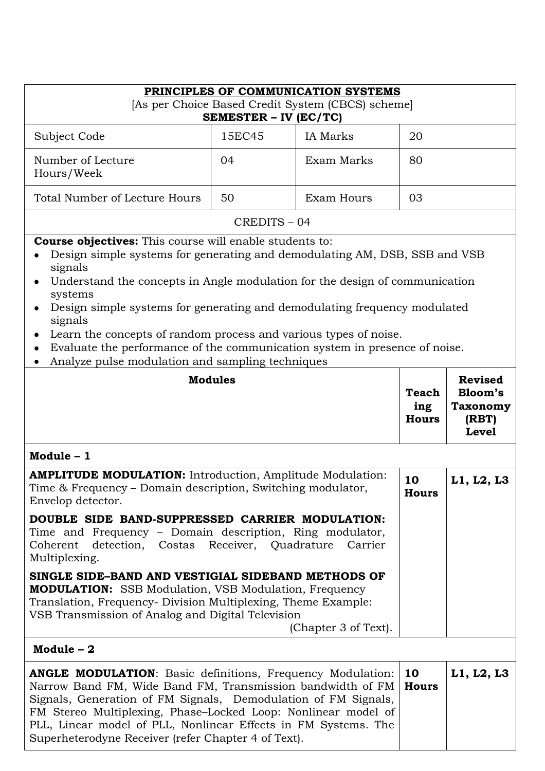**PRINCIPLES OF COMMUNICATION SYSTEMS**
[As per Choice Based Credit System (CBCS) scheme]
**SEMESTER – IV (EC/TC)**

| Subject Code | 15EC45 | IA Marks | 20 |
|---|---|---|---|
| Number of Lecture Hours/Week | 04 | Exam Marks | 80 |
| Total Number of Lecture Hours | 50 | Exam Hours | 03 |

CREDITS – 04

**Course objectives:** This course will enable students to:

- Design simple systems for generating and demodulating AM, DSB, SSB and VSB signals
- Understand the concepts in Angle modulation for the design of communication systems
- Design simple systems for generating and demodulating frequency modulated signals
- Learn the concepts of random process and various types of noise.
- Evaluate the performance of the communication system in presence of noise.
- Analyze pulse modulation and sampling techniques

| Modules | Teaching Hours | Revised Bloom's Taxonomy (RBT) Level |
|---|---|---|
| **Module – 1** | | |
| **AMPLITUDE MODULATION:** Introduction, Amplitude Modulation: Time & Frequency – Domain description, Switching modulator, Envelop detector. **DOUBLE SIDE BAND-SUPPRESSED CARRIER MODULATION:** Time and Frequency – Domain description, Ring modulator, Coherent detection, Costas Receiver, Quadrature Carrier Multiplexing. **SINGLE SIDE–BAND AND VESTIGIAL SIDEBAND METHODS OF MODULATION:** SSB Modulation, VSB Modulation, Frequency Translation, Frequency- Division Multiplexing, Theme Example: VSB Transmission of Analog and Digital Television (Chapter 3 of Text). | **10 Hours** | **L1, L2, L3** |
| **Module – 2** | | |
| **ANGLE MODULATION**: Basic definitions, Frequency Modulation: Narrow Band FM, Wide Band FM, Transmission bandwidth of FM Signals, Generation of FM Signals, Demodulation of FM Signals, FM Stereo Multiplexing, Phase–Locked Loop: Nonlinear model of PLL, Linear model of PLL, Nonlinear Effects in FM Systems. The Superheterodyne Receiver (refer Chapter 4 of Text). | **10 Hours** | **L1, L2, L3** |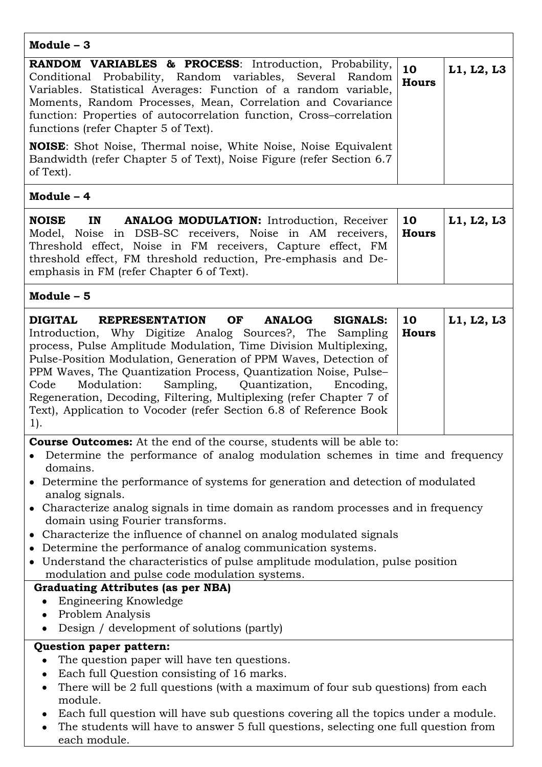| Module – 3 | | |
|---|---|---|
| **RANDOM VARIABLES & PROCESS**: Introduction, Probability, Conditional Probability, Random variables, Several Random Variables. Statistical Averages: Function of a random variable, Moments, Random Processes, Mean, Correlation and Covariance function: Properties of autocorrelation function, Cross–correlation functions (refer Chapter 5 of Text).<br><br>**NOISE**: Shot Noise, Thermal noise, White Noise, Noise Equivalent Bandwidth (refer Chapter 5 of Text), Noise Figure (refer Section 6.7 of Text). | **10 Hours** | **L1, L2, L3** |

| Module – 4 | | |
|---|---|---|
| **NOISE IN ANALOG MODULATION:** Introduction, Receiver Model, Noise in DSB-SC receivers, Noise in AM receivers, Threshold effect, Noise in FM receivers, Capture effect, FM threshold effect, FM threshold reduction, Pre-emphasis and De-emphasis in FM (refer Chapter 6 of Text). | **10 Hours** | **L1, L2, L3** |

| Module – 5 | | |
|---|---|---|
| **DIGITAL REPRESENTATION OF ANALOG SIGNALS:** Introduction, Why Digitize Analog Sources?, The Sampling process, Pulse Amplitude Modulation, Time Division Multiplexing, Pulse-Position Modulation, Generation of PPM Waves, Detection of PPM Waves, The Quantization Process, Quantization Noise, Pulse–Code Modulation: Sampling, Quantization, Encoding, Regeneration, Decoding, Filtering, Multiplexing (refer Chapter 7 of Text), Application to Vocoder (refer Section 6.8 of Reference Book 1). | **10 Hours** | **L1, L2, L3** |

**Course Outcomes:** At the end of the course, students will be able to:

- Determine the performance of analog modulation schemes in time and frequency domains.
- Determine the performance of systems for generation and detection of modulated analog signals.
- Characterize analog signals in time domain as random processes and in frequency domain using Fourier transforms.
- Characterize the influence of channel on analog modulated signals
- Determine the performance of analog communication systems.
- Understand the characteristics of pulse amplitude modulation, pulse position modulation and pulse code modulation systems.

**Graduating Attributes (as per NBA)**

- Engineering Knowledge
- Problem Analysis
- Design / development of solutions (partly)

**Question paper pattern:**

- The question paper will have ten questions.
- Each full Question consisting of 16 marks.
- There will be 2 full questions (with a maximum of four sub questions) from each module.
- Each full question will have sub questions covering all the topics under a module.
- The students will have to answer 5 full questions, selecting one full question from each module.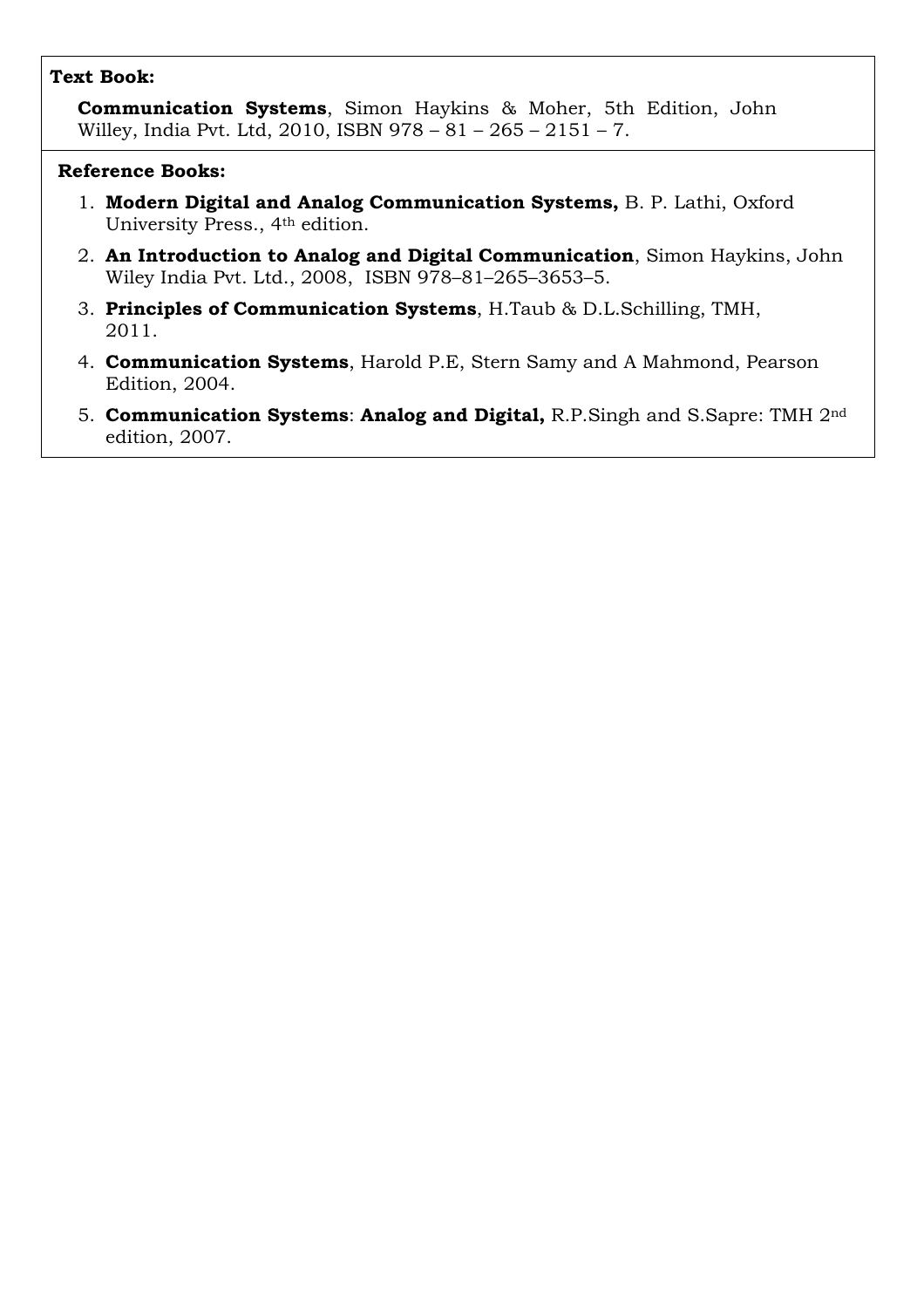**Text Book:**

**Communication Systems**, Simon Haykins & Moher, 5th Edition, John Willey, India Pvt. Ltd, 2010, ISBN 978 – 81 – 265 – 2151 – 7.

**Reference Books:**

1. **Modern Digital and Analog Communication Systems,** B. P. Lathi, Oxford University Press., 4th edition.
2. **An Introduction to Analog and Digital Communication**, Simon Haykins, John Wiley India Pvt. Ltd., 2008, ISBN 978–81–265–3653–5.
3. **Principles of Communication Systems**, H.Taub & D.L.Schilling, TMH, 2011.
4. **Communication Systems**, Harold P.E, Stern Samy and A Mahmond, Pearson Edition, 2004.
5. **Communication Systems**: **Analog and Digital,** R.P.Singh and S.Sapre: TMH 2nd edition, 2007.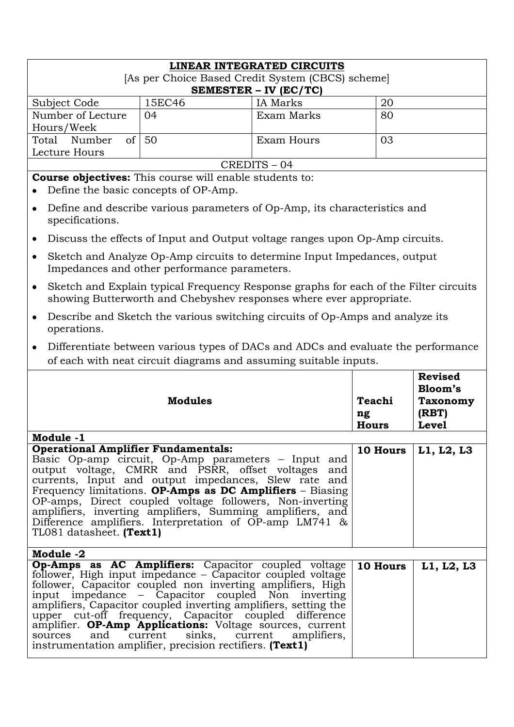| **LINEAR INTEGRATED CIRCUITS** | | | |
|---|---|---|---|
| [As per Choice Based Credit System (CBCS) scheme] | | | |
| **SEMESTER – IV (EC/TC)** | | | |
| Subject Code | 15EC46 | IA Marks | 20 |
| Number of Lecture Hours/Week | 04 | Exam Marks | 80 |
| Total Number of Lecture Hours | 50 | Exam Hours | 03 |
| CREDITS – 04 | | | |

**Course objectives:** This course will enable students to:

- Define the basic concepts of OP-Amp.
- Define and describe various parameters of Op-Amp, its characteristics and specifications.
- Discuss the effects of Input and Output voltage ranges upon Op-Amp circuits.
- Sketch and Analyze Op-Amp circuits to determine Input Impedances, output Impedances and other performance parameters.
- Sketch and Explain typical Frequency Response graphs for each of the Filter circuits showing Butterworth and Chebyshev responses where ever appropriate.
- Describe and Sketch the various switching circuits of Op-Amps and analyze its operations.
- Differentiate between various types of DACs and ADCs and evaluate the performance of each with neat circuit diagrams and assuming suitable inputs.

| **Modules** | **Teaching Hours** | **Revised Bloom's Taxonomy (RBT) Level** |
|---|---|---|
| **Module -1** | | |
| **Operational Amplifier Fundamentals:** Basic Op-amp circuit, Op-Amp parameters – Input and output voltage, CMRR and PSRR, offset voltages and currents, Input and output impedances, Slew rate and Frequency limitations. **OP-Amps as DC Amplifiers** – Biasing OP-amps, Direct coupled voltage followers, Non-inverting amplifiers, inverting amplifiers, Summing amplifiers, and Difference amplifiers. Interpretation of OP-amp LM741 & TL081 datasheet. **(Text1)** | **10 Hours** | **L1, L2, L3** |
| **Module -2** | | |
| **Op-Amps as AC Amplifiers:** Capacitor coupled voltage follower, High input impedance – Capacitor coupled voltage follower, Capacitor coupled non inverting amplifiers, High input impedance – Capacitor coupled Non inverting amplifiers, Capacitor coupled inverting amplifiers, setting the upper cut-off frequency, Capacitor coupled difference amplifier. **OP-Amp Applications:** Voltage sources, current sources and current sinks, current amplifiers, instrumentation amplifier, precision rectifiers. **(Text1)** | **10 Hours** | **L1, L2, L3** |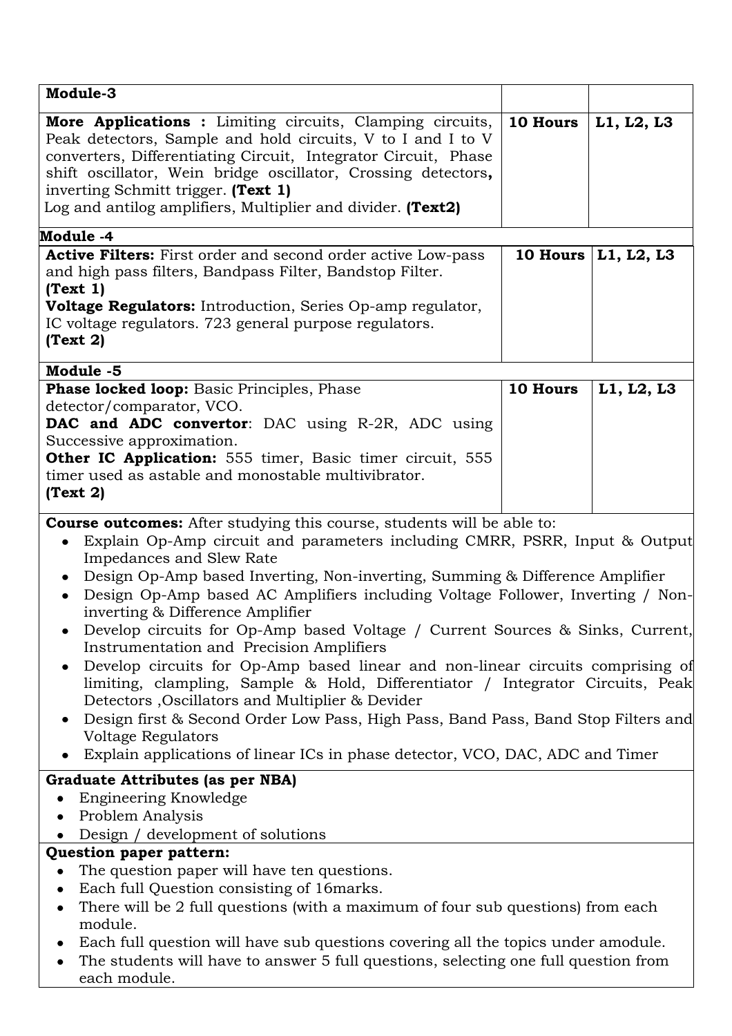| Module-3 | | |
|---|---|---|
| **More Applications :** Limiting circuits, Clamping circuits, Peak detectors, Sample and hold circuits, V to I and I to V converters, Differentiating Circuit, Integrator Circuit, Phase shift oscillator, Wein bridge oscillator, Crossing detectors**,** inverting Schmitt trigger. **(Text 1)**<br>Log and antilog amplifiers, Multiplier and divider. **(Text2)** | **10 Hours** | **L1, L2, L3** |
| **Module -4** | | |
| **Active Filters:** First order and second order active Low-pass and high pass filters, Bandpass Filter, Bandstop Filter.<br>**(Text 1)**<br>**Voltage Regulators:** Introduction, Series Op-amp regulator, IC voltage regulators. 723 general purpose regulators.<br>**(Text 2)** | **10 Hours** | **L1, L2, L3** |
| **Module -5** | | |
| **Phase locked loop:** Basic Principles, Phase detector/comparator, VCO.<br>**DAC and ADC convertor**: DAC using R-2R, ADC using Successive approximation.<br>**Other IC Application:** 555 timer, Basic timer circuit, 555 timer used as astable and monostable multivibrator.<br>**(Text 2)** | **10 Hours** | **L1, L2, L3** |

**Course outcomes:** After studying this course, students will be able to:

- Explain Op-Amp circuit and parameters including CMRR, PSRR, Input & Output Impedances and Slew Rate
- Design Op-Amp based Inverting, Non-inverting, Summing & Difference Amplifier
- Design Op-Amp based AC Amplifiers including Voltage Follower, Inverting / Non-inverting & Difference Amplifier
- Develop circuits for Op-Amp based Voltage / Current Sources & Sinks, Current, Instrumentation and Precision Amplifiers
- Develop circuits for Op-Amp based linear and non-linear circuits comprising of limiting, clampling, Sample & Hold, Differentiator / Integrator Circuits, Peak Detectors ,Oscillators and Multiplier & Devider
- Design first & Second Order Low Pass, High Pass, Band Pass, Band Stop Filters and Voltage Regulators
- Explain applications of linear ICs in phase detector, VCO, DAC, ADC and Timer

**Graduate Attributes (as per NBA)**

- Engineering Knowledge
- Problem Analysis
- Design / development of solutions

**Question paper pattern:**

- The question paper will have ten questions.
- Each full Question consisting of 16marks.
- There will be 2 full questions (with a maximum of four sub questions) from each module.
- Each full question will have sub questions covering all the topics under amodule.
- The students will have to answer 5 full questions, selecting one full question from each module.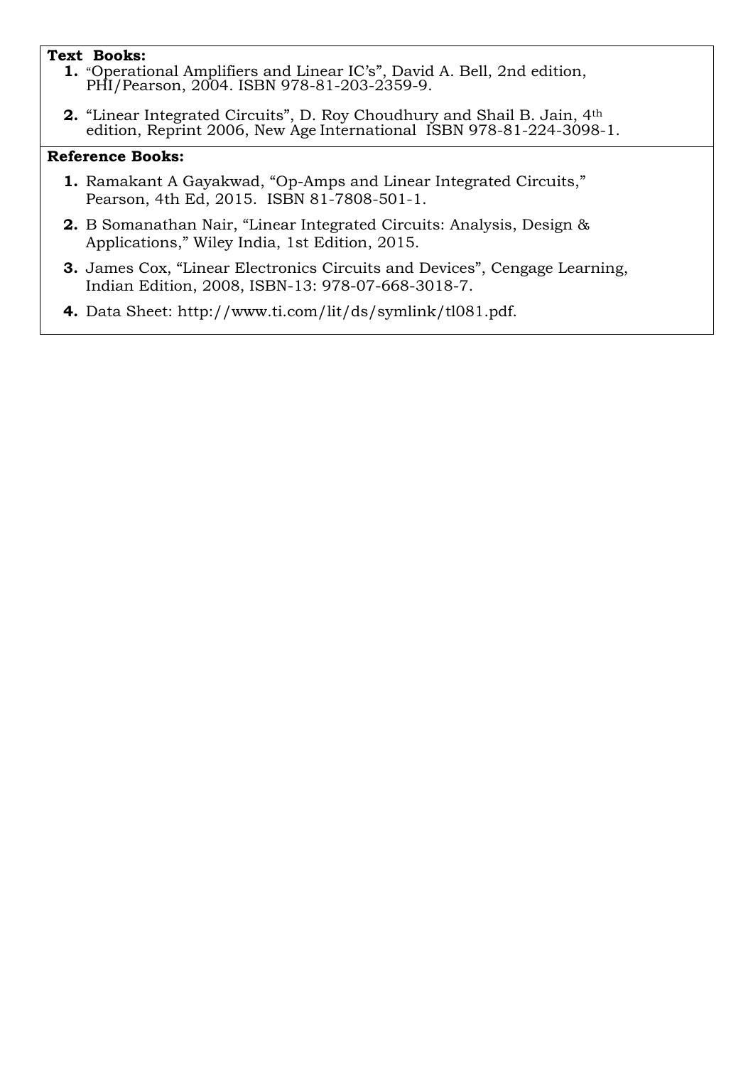**Text Books:**

1. "Operational Amplifiers and Linear IC's", David A. Bell, 2nd edition, PHI/Pearson, 2004. ISBN 978-81-203-2359-9.
2. "Linear Integrated Circuits", D. Roy Choudhury and Shail B. Jain, 4th edition, Reprint 2006, New Age International ISBN 978-81-224-3098-1.

**Reference Books:**

1. Ramakant A Gayakwad, "Op-Amps and Linear Integrated Circuits," Pearson, 4th Ed, 2015. ISBN 81-7808-501-1.
2. B Somanathan Nair, "Linear Integrated Circuits: Analysis, Design & Applications," Wiley India, 1st Edition, 2015.
3. James Cox, "Linear Electronics Circuits and Devices", Cengage Learning, Indian Edition, 2008, ISBN-13: 978-07-668-3018-7.
4. Data Sheet: http://www.ti.com/lit/ds/symlink/tl081.pdf.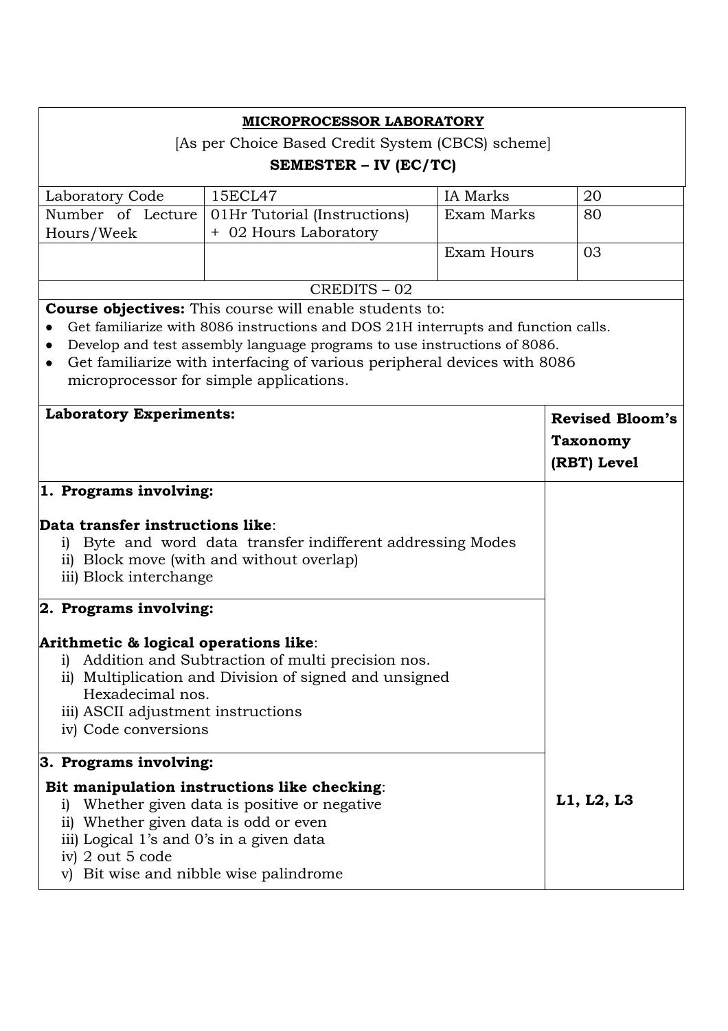**MICROPROCESSOR LABORATORY**

[As per Choice Based Credit System (CBCS) scheme]

**SEMESTER – IV (EC/TC)**

| Laboratory Code | 15ECL47 | IA Marks | 20 |
|---|---|---|---|
| Number of Lecture Hours/Week | 01Hr Tutorial (Instructions) + 02 Hours Laboratory | Exam Marks | 80 |
| | | Exam Hours | 03 |

CREDITS – 02

**Course objectives:** This course will enable students to:

- Get familiarize with 8086 instructions and DOS 21H interrupts and function calls.
- Develop and test assembly language programs to use instructions of 8086.
- Get familiarize with interfacing of various peripheral devices with 8086 microprocessor for simple applications.

| **Laboratory Experiments:** | **Revised Bloom's Taxonomy (RBT) Level** |
|---|---|
| **1. Programs involving:**<br><br>**Data transfer instructions like**:<br>i) Byte and word data transfer indifferent addressing Modes<br>ii) Block move (with and without overlap)<br>iii) Block interchange | |
| **2. Programs involving:**<br><br>**Arithmetic & logical operations like**:<br>i) Addition and Subtraction of multi precision nos.<br>ii) Multiplication and Division of signed and unsigned Hexadecimal nos.<br>iii) ASCII adjustment instructions<br>iv) Code conversions | |
| **3. Programs involving:**<br><br>**Bit manipulation instructions like checking**:<br>i) Whether given data is positive or negative<br>ii) Whether given data is odd or even<br>iii) Logical 1's and 0's in a given data<br>iv) 2 out 5 code<br>v) Bit wise and nibble wise palindrome | **L1, L2, L3** |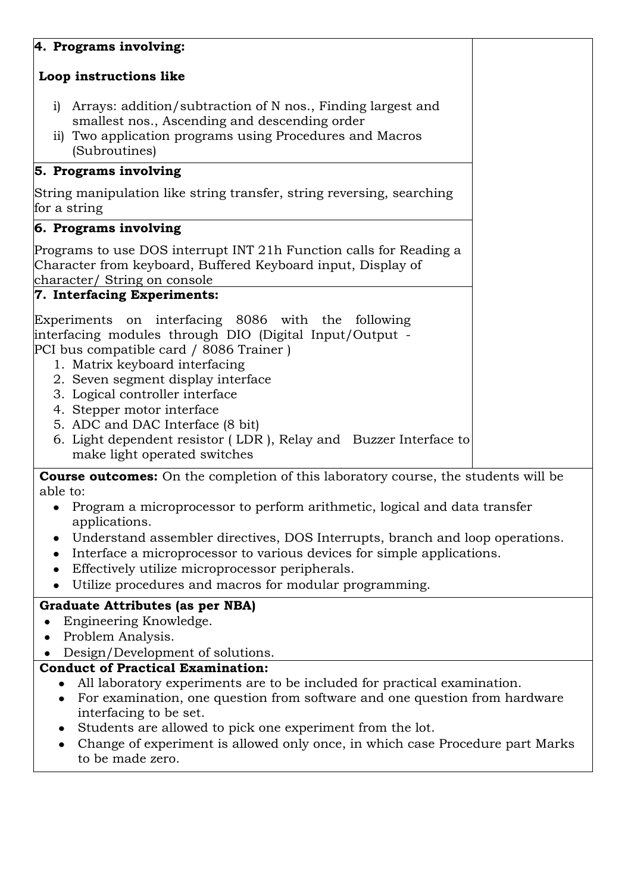**4. Programs involving:**

**Loop instructions like**

i) Arrays: addition/subtraction of N nos., Finding largest and smallest nos., Ascending and descending order
ii) Two application programs using Procedures and Macros (Subroutines)

**5. Programs involving**

String manipulation like string transfer, string reversing, searching for a string

**6. Programs involving**

Programs to use DOS interrupt INT 21h Function calls for Reading a Character from keyboard, Buffered Keyboard input, Display of character/ String on console

**7. Interfacing Experiments:**

Experiments on interfacing 8086 with the following interfacing modules through DIO (Digital Input/Output - PCI bus compatible card / 8086 Trainer )

1. Matrix keyboard interfacing
2. Seven segment display interface
3. Logical controller interface
4. Stepper motor interface
5. ADC and DAC Interface (8 bit)
6. Light dependent resistor ( LDR ), Relay and Buzzer Interface to make light operated switches

**Course outcomes:** On the completion of this laboratory course, the students will be able to:

- Program a microprocessor to perform arithmetic, logical and data transfer applications.
- Understand assembler directives, DOS Interrupts, branch and loop operations.
- Interface a microprocessor to various devices for simple applications.
- Effectively utilize microprocessor peripherals.
- Utilize procedures and macros for modular programming.

**Graduate Attributes (as per NBA)**

- Engineering Knowledge.
- Problem Analysis.
- Design/Development of solutions.

**Conduct of Practical Examination:**

- All laboratory experiments are to be included for practical examination.
- For examination, one question from software and one question from hardware interfacing to be set.
- Students are allowed to pick one experiment from the lot.
- Change of experiment is allowed only once, in which case Procedure part Marks to be made zero.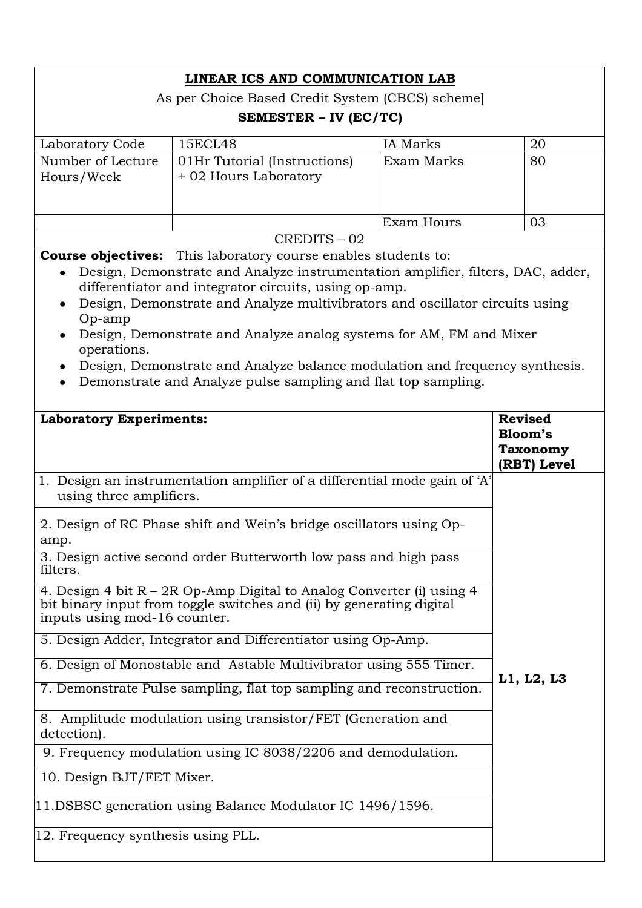**LINEAR ICS AND COMMUNICATION LAB**

As per Choice Based Credit System (CBCS) scheme]

**SEMESTER – IV (EC/TC)**

| Laboratory Code | 15ECL48 | IA Marks | 20 |
|---|---|---|---|
| Number of Lecture Hours/Week | 01Hr Tutorial (Instructions) + 02 Hours Laboratory | Exam Marks | 80 |
| | | Exam Hours | 03 |

CREDITS – 02

**Course objectives:** This laboratory course enables students to:

- Design, Demonstrate and Analyze instrumentation amplifier, filters, DAC, adder, differentiator and integrator circuits, using op-amp.
- Design, Demonstrate and Analyze multivibrators and oscillator circuits using Op-amp
- Design, Demonstrate and Analyze analog systems for AM, FM and Mixer operations.
- Design, Demonstrate and Analyze balance modulation and frequency synthesis.
- Demonstrate and Analyze pulse sampling and flat top sampling.

| **Laboratory Experiments:** | **Revised Bloom's Taxonomy (RBT) Level** |
|---|---|
| 1. Design an instrumentation amplifier of a differential mode gain of 'A' using three amplifiers. | **L1, L2, L3** |
| 2. Design of RC Phase shift and Wein's bridge oscillators using Op-amp. | |
| 3. Design active second order Butterworth low pass and high pass filters. | |
| 4. Design 4 bit R – 2R Op-Amp Digital to Analog Converter (i) using 4 bit binary input from toggle switches and (ii) by generating digital inputs using mod-16 counter. | |
| 5. Design Adder, Integrator and Differentiator using Op-Amp. | |
| 6. Design of Monostable and Astable Multivibrator using 555 Timer. | |
| 7. Demonstrate Pulse sampling, flat top sampling and reconstruction. | |
| 8. Amplitude modulation using transistor/FET (Generation and detection). | |
| 9. Frequency modulation using IC 8038/2206 and demodulation. | |
| 10. Design BJT/FET Mixer. | |
| 11.DSBSC generation using Balance Modulator IC 1496/1596. | |
| 12. Frequency synthesis using PLL. | |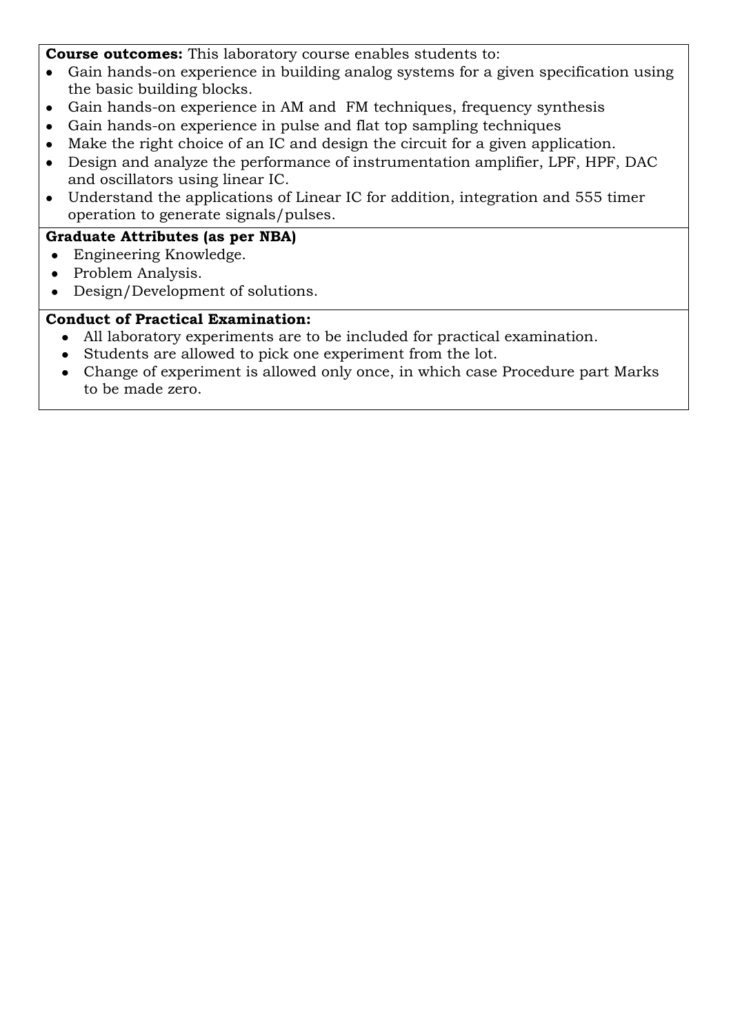**Course outcomes:** This laboratory course enables students to:

- Gain hands-on experience in building analog systems for a given specification using the basic building blocks.
- Gain hands-on experience in AM and FM techniques, frequency synthesis
- Gain hands-on experience in pulse and flat top sampling techniques
- Make the right choice of an IC and design the circuit for a given application.
- Design and analyze the performance of instrumentation amplifier, LPF, HPF, DAC and oscillators using linear IC.
- Understand the applications of Linear IC for addition, integration and 555 timer operation to generate signals/pulses.

**Graduate Attributes (as per NBA)**

- Engineering Knowledge.
- Problem Analysis.
- Design/Development of solutions.

**Conduct of Practical Examination:**

- All laboratory experiments are to be included for practical examination.
- Students are allowed to pick one experiment from the lot.
- Change of experiment is allowed only once, in which case Procedure part Marks to be made zero.